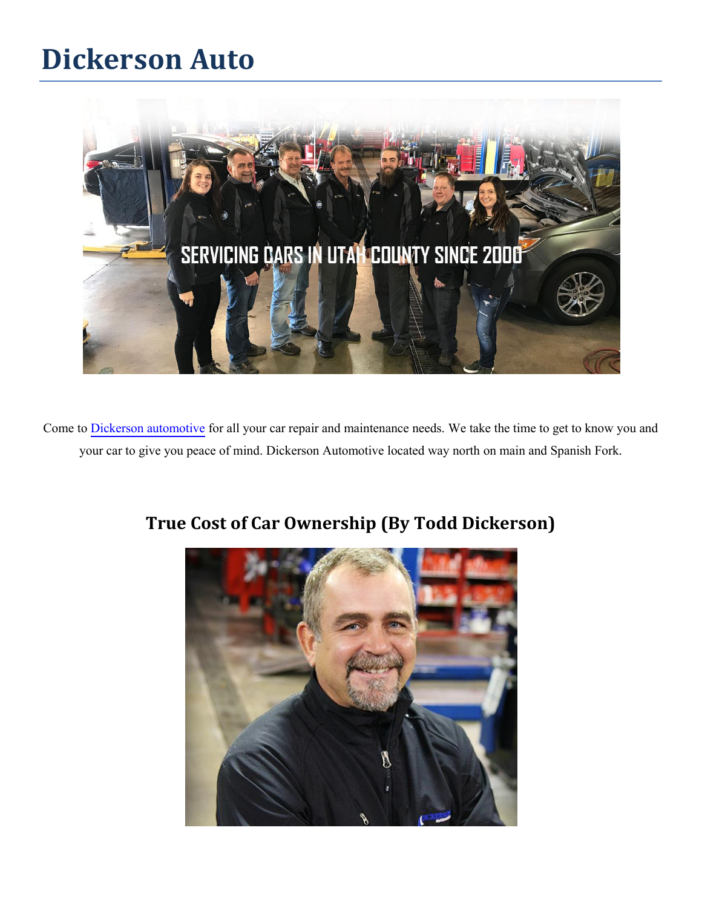# Dickerson Auto

Come to Dickerson automotive for all your car repair and maintenance needs. We take the time to get to know you and your car to give you peace of mind. Dickerson Automotive located way north on main and Spanish Fork.

## True Cost of Car Ownership (By Todd Dickerson)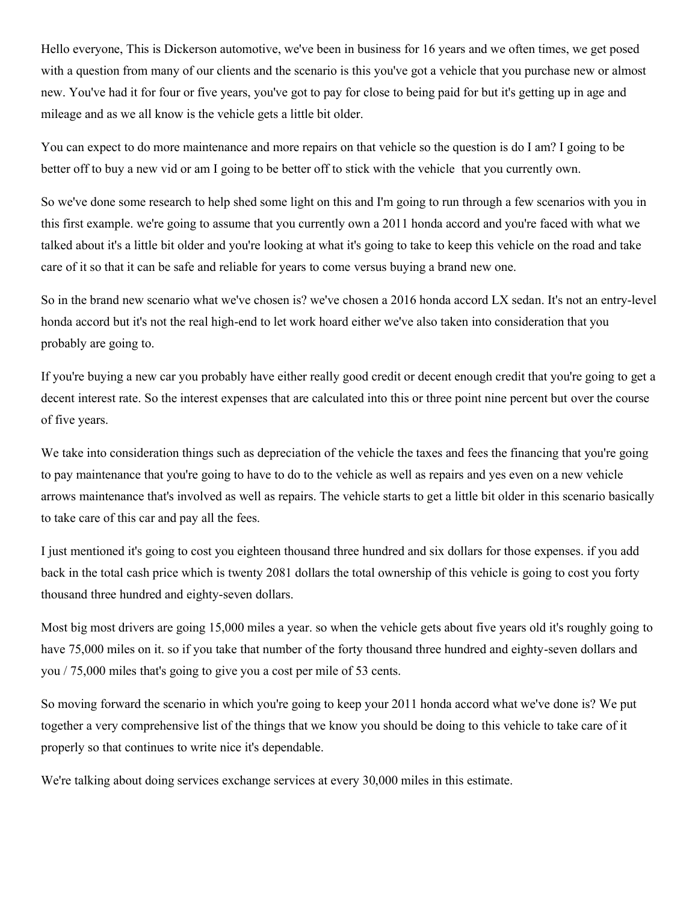Hello everyone, This is Dickerson automotive, we've been in business for 16 years and we often times, we get posed with a question from many of our clients and the scenario is this you've got a vehicle that you purchase new or almost new. You've had it for four or five years, you've got to pay for close to being paid for but it's getting up in age and mileage and as we all know is the vehicle gets a little bit older.

You can expect to do more maintenance and more repairs on that vehicle so the question is do I am? I going to be better off to buy a new vid or am I going to be better off to stick with the vehicle that you currently own.

So we've done some research to help shed some light on this and I'm going to run through a few scenarios with you in this first example. we're going to assume that you currently own a 2011 honda accord and you're faced with what we talked about it's a little bit older and you're looking at what it's going to take to keep this vehicle on the road and take care of it so that it can be safe and reliable for years to come versus buying a brand new one.

So in the brand new scenario what we've chosen is? we've chosen a 2016 honda accord LX sedan. It's not an entry-level honda accord but it's not the real high-end to let work hoard either we've also taken into consideration that you probably are going to.

If you're buying a new car you probably have either really good credit or decent enough credit that you're going to get a decent interest rate. So the interest expenses that are calculated into this or three point nine percent but over the course of five years.

We take into consideration things such as depreciation of the vehicle the taxes and fees the financing that you're going to pay maintenance that you're going to have to do to the vehicle as well as repairs and yes even on a new vehicle arrows maintenance that's involved as well as repairs. The vehicle starts to get a little bit older in this scenario basically to take care of this car and pay all the fees.

I just mentioned it's going to cost you eighteen thousand three hundred and six dollars for those expenses. if you add back in the total cash price which is twenty 2081 dollars the total ownership of this vehicle is going to cost you forty thousand three hundred and eighty-seven dollars.

Most big most drivers are going 15,000 miles a year. so when the vehicle gets about five years old it's roughly going to have 75,000 miles on it. so if you take that number of the forty thousand three hundred and eighty-seven dollars and you / 75,000 miles that's going to give you a cost per mile of 53 cents.

So moving forward the scenario in which you're going to keep your 2011 honda accord what we've done is? We put together a very comprehensive list of the things that we know you should be doing to this vehicle to take care of it properly so that continues to write nice it's dependable.

We're talking about doing services exchange services at every 30,000 miles in this estimate.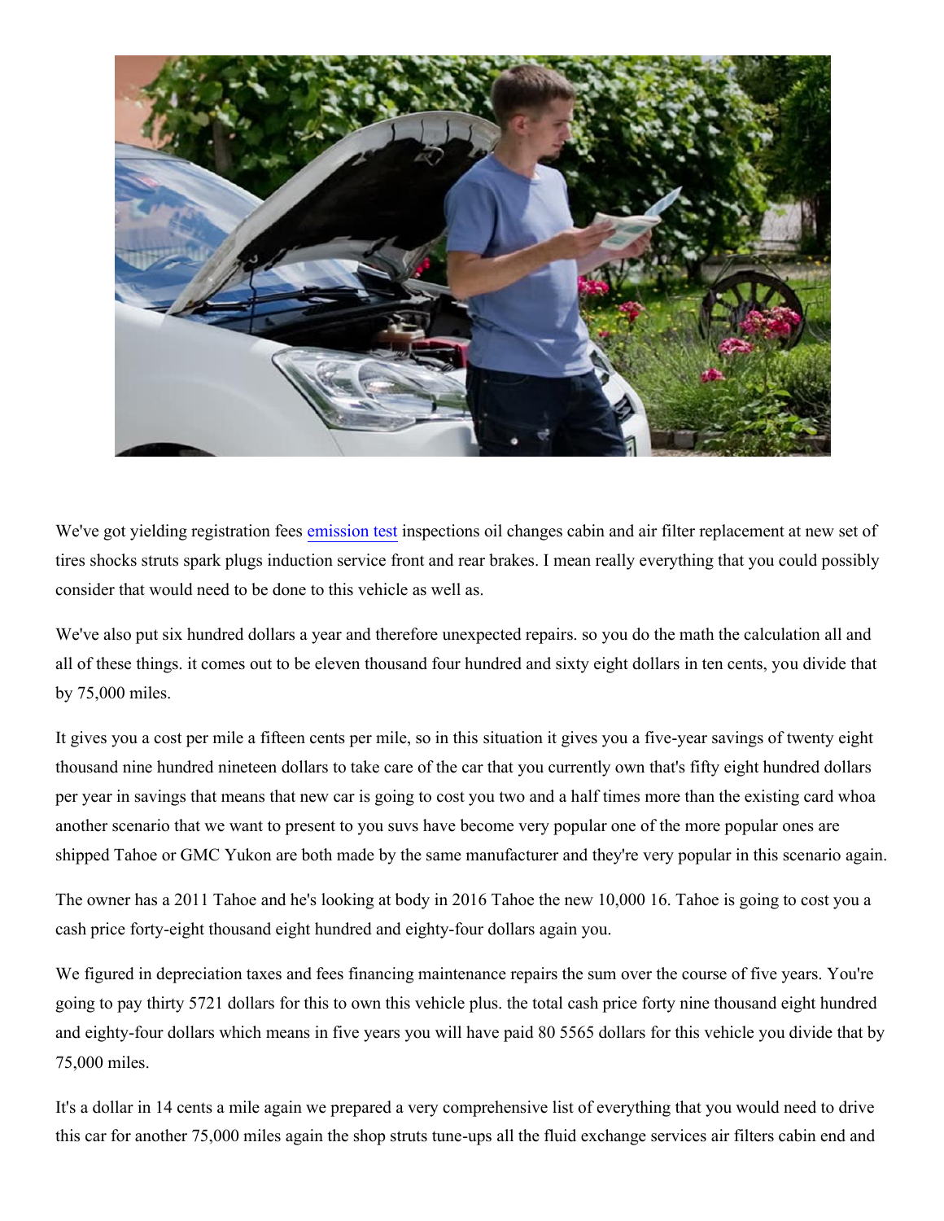We've got yielding registration fees emission test inspections oil changes cabin and air filter replacement at new set of tires shocks struts spark plugs induction service front and rear brakes. I mean really everything that you could possibly consider that would need to be done to this vehicle as well as.

We've also put six hundred dollars a year and therefore unexpected repairs. so you do the math the calculation all and all of these things. it comes out to be eleven thousand four hundred and sixty eight dollars in ten cents, you divide that by 75,000 miles.

It gives you a cost per mile a fifteen cents per mile, so in this situation it gives you a five-year savings of twenty eight thousand nine hundred nineteen dollars to take care of the car that you currently own that's fifty eight hundred dollars per year in savings that means that new car is going to cost you two and a half times more than the existing card whoa another scenario that we want to present to you suvs have become very popular one of the more popular ones are shipped Tahoe or GMC Yukon are both made by the same manufacturer and they're very popular in this scenario again.

The owner has a 2011 Tahoe and he's looking at body in 2016 Tahoe the new 10,000 16. Tahoe is going to cost you a cash price forty-eight thousand eight hundred and eighty-four dollars again you.

We figured in depreciation taxes and fees financing maintenance repairs the sum over the course of five years. You're going to pay thirty 5721 dollars for this to own this vehicle plus. the total cash price forty nine thousand eight hundred and eighty-four dollars which means in five years you will have paid 80 5565 dollars for this vehicle you divide that by 75,000 miles.

It's a dollar in 14 cents a mile again we prepared a very comprehensive list of everything that you would need to drive this car for another 75,000 miles again the shop struts tune-ups all the fluid exchange services air filters cabin end and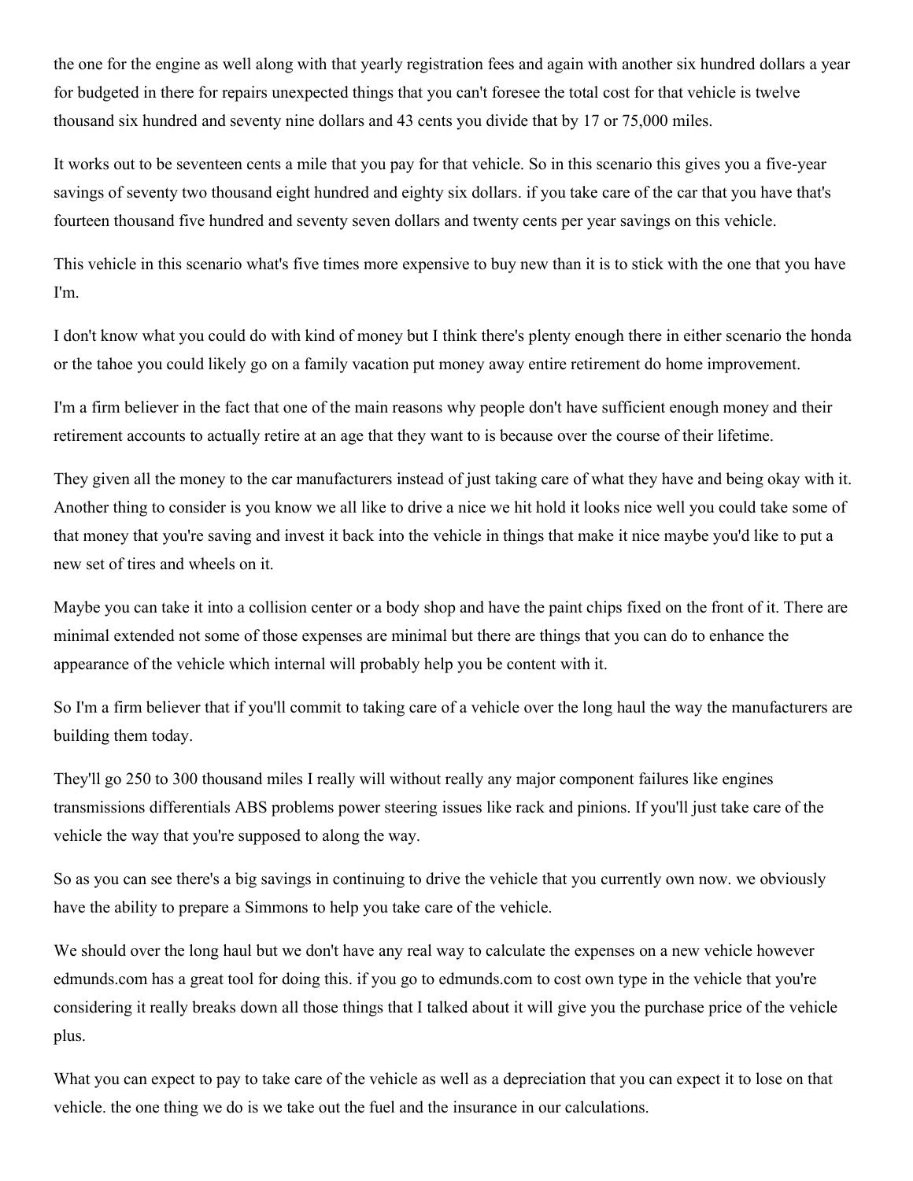the one for the engine as well along with that yearly registration fees and again with another six hundred dollars a year for budgeted in there for repairs unexpected things that you can't foresee the total cost for that vehicle is twelve thousand six hundred and seventy nine dollars and 43 cents you divide that by 17 or 75,000 miles.

It works out to be seventeen cents a mile that you pay for that vehicle. So in this scenario this gives you a five-year savings of seventy two thousand eight hundred and eighty six dollars. if you take care of the car that you have that's fourteen thousand five hundred and seventy seven dollars and twenty cents per year savings on this vehicle.

This vehicle in this scenario what's five times more expensive to buy new than it is to stick with the one that you have I'm.

I don't know what you could do with kind of money but I think there's plenty enough there in either scenario the honda or the tahoe you could likely go on a family vacation put money away entire retirement do home improvement.

I'm a firm believer in the fact that one of the main reasons why people don't have sufficient enough money and their retirement accounts to actually retire at an age that they want to is because over the course of their lifetime.

They given all the money to the car manufacturers instead of just taking care of what they have and being okay with it. Another thing to consider is you know we all like to drive a nice we hit hold it looks nice well you could take some of that money that you're saving and invest it back into the vehicle in things that make it nice maybe you'd like to put a new set of tires and wheels on it.

Maybe you can take it into a collision center or a body shop and have the paint chips fixed on the front of it. There are minimal extended not some of those expenses are minimal but there are things that you can do to enhance the appearance of the vehicle which internal will probably help you be content with it.

So I'm a firm believer that if you'll commit to taking care of a vehicle over the long haul the way the manufacturers are building them today.

They'll go 250 to 300 thousand miles I really will without really any major component failures like engines transmissions differentials ABS problems power steering issues like rack and pinions. If you'll just take care of the vehicle the way that you're supposed to along the way.

So as you can see there's a big savings in continuing to drive the vehicle that you currently own now. we obviously have the ability to prepare a Simmons to help you take care of the vehicle.

We should over the long haul but we don't have any real way to calculate the expenses on a new vehicle however edmunds.com has a great tool for doing this. if you go to edmunds.com to cost own type in the vehicle that you're considering it really breaks down all those things that I talked about it will give you the purchase price of the vehicle plus.

What you can expect to pay to take care of the vehicle as well as a depreciation that you can expect it to lose on that vehicle. the one thing we do is we take out the fuel and the insurance in our calculations.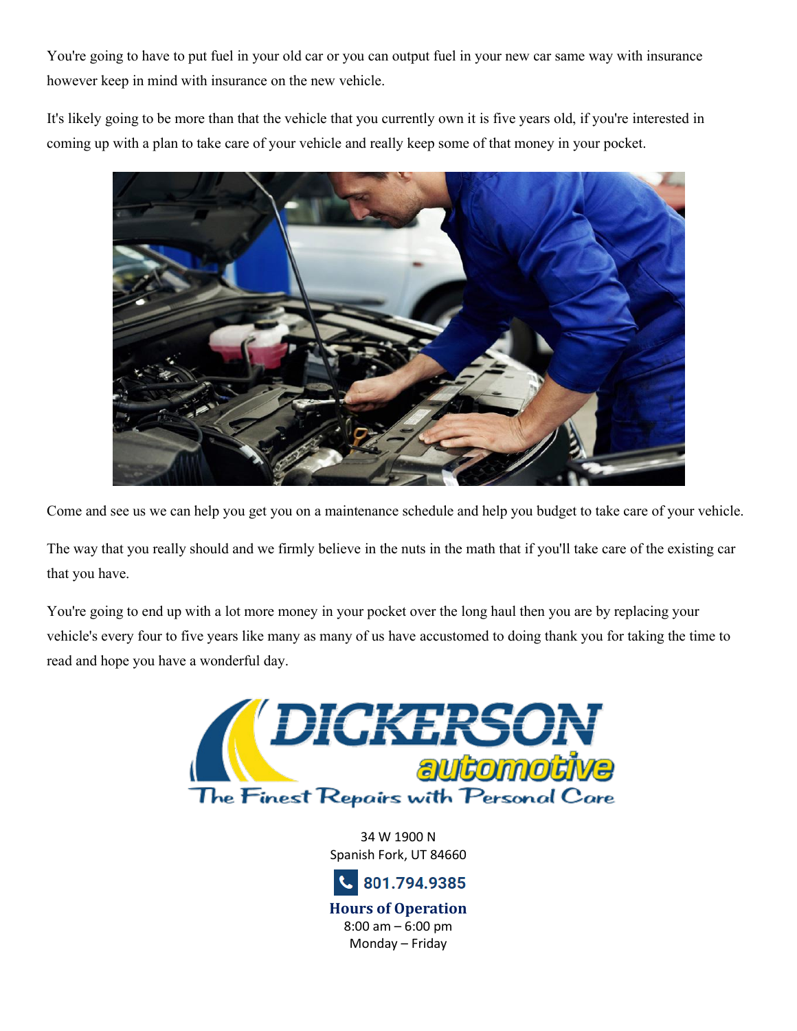You're going to have to put fuel in your old car or you can output fuel in your new car same way with insurance however keep in mind with insurance on the new vehicle.

It's likely going to be more than that the vehicle that you currently own it is five years old, if you're interested in coming up with a plan to take care of your vehicle and really keep some of that money in your pocket.

Come and see us we can help you get you on a maintenance schedule and help you budget to take care of your vehicle.

The way that you really should and we firmly believe in the nuts in the math that if you'll take care of the existing car that you have.

You're going to end up with a lot more money in your pocket over the long haul then you are by replacing your vehicle's every four to five years like many as many of us have accustomed to doing thank you for taking the time to read and hope you have a wonderful day.

DICKERSON automotive
The Finest Repairs with Personal Care

34 W 1900 N
Spanish Fork, UT 84660

801.794.9385

**Hours of Operation**
8:00 am – 6:00 pm
Monday – Friday